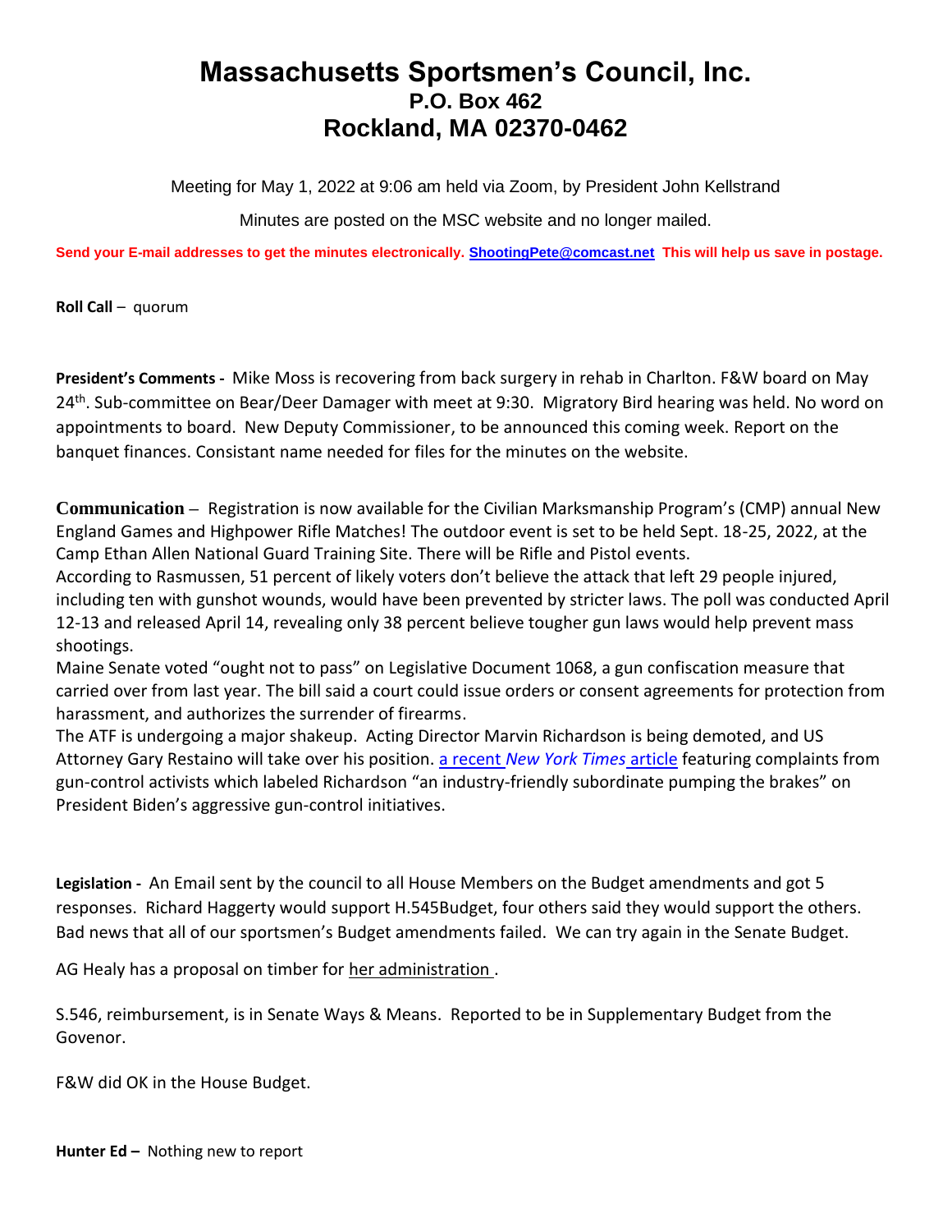# Massachusetts Sportsmen's Council, Inc.
## P.O. Box 462
## Rockland, MA 02370-0462

Meeting for May 1, 2022 at 9:06 am held via Zoom, by President John Kellstrand

Minutes are posted on the MSC website and no longer mailed.

**Send your E-mail addresses to get the minutes electronically. ShootingPete@comcast.net This will help us save in postage.**

**Roll Call** – quorum

**President's Comments -** Mike Moss is recovering from back surgery in rehab in Charlton. F&W board on May 24th. Sub-committee on Bear/Deer Damager with meet at 9:30. Migratory Bird hearing was held. No word on appointments to board. New Deputy Commissioner, to be announced this coming week. Report on the banquet finances. Consistant name needed for files for the minutes on the website.

**Communication** – Registration is now available for the Civilian Marksmanship Program's (CMP) annual New England Games and Highpower Rifle Matches! The outdoor event is set to be held Sept. 18-25, 2022, at the Camp Ethan Allen National Guard Training Site. There will be Rifle and Pistol events.

According to Rasmussen, 51 percent of likely voters don't believe the attack that left 29 people injured, including ten with gunshot wounds, would have been prevented by stricter laws. The poll was conducted April 12-13 and released April 14, revealing only 38 percent believe tougher gun laws would help prevent mass shootings.

Maine Senate voted "ought not to pass" on Legislative Document 1068, a gun confiscation measure that carried over from last year. The bill said a court could issue orders or consent agreements for protection from harassment, and authorizes the surrender of firearms.

The ATF is undergoing a major shakeup. Acting Director Marvin Richardson is being demoted, and US Attorney Gary Restaino will take over his position. a recent *New York Times* article featuring complaints from gun-control activists which labeled Richardson "an industry-friendly subordinate pumping the brakes" on President Biden's aggressive gun-control initiatives.

**Legislation -** An Email sent by the council to all House Members on the Budget amendments and got 5 responses. Richard Haggerty would support H.545Budget, four others said they would support the others. Bad news that all of our sportsmen's Budget amendments failed. We can try again in the Senate Budget.

AG Healy has a proposal on timber for her administration .

S.546, reimbursement, is in Senate Ways & Means. Reported to be in Supplementary Budget from the Govenor.

F&W did OK in the House Budget.

**Hunter Ed –** Nothing new to report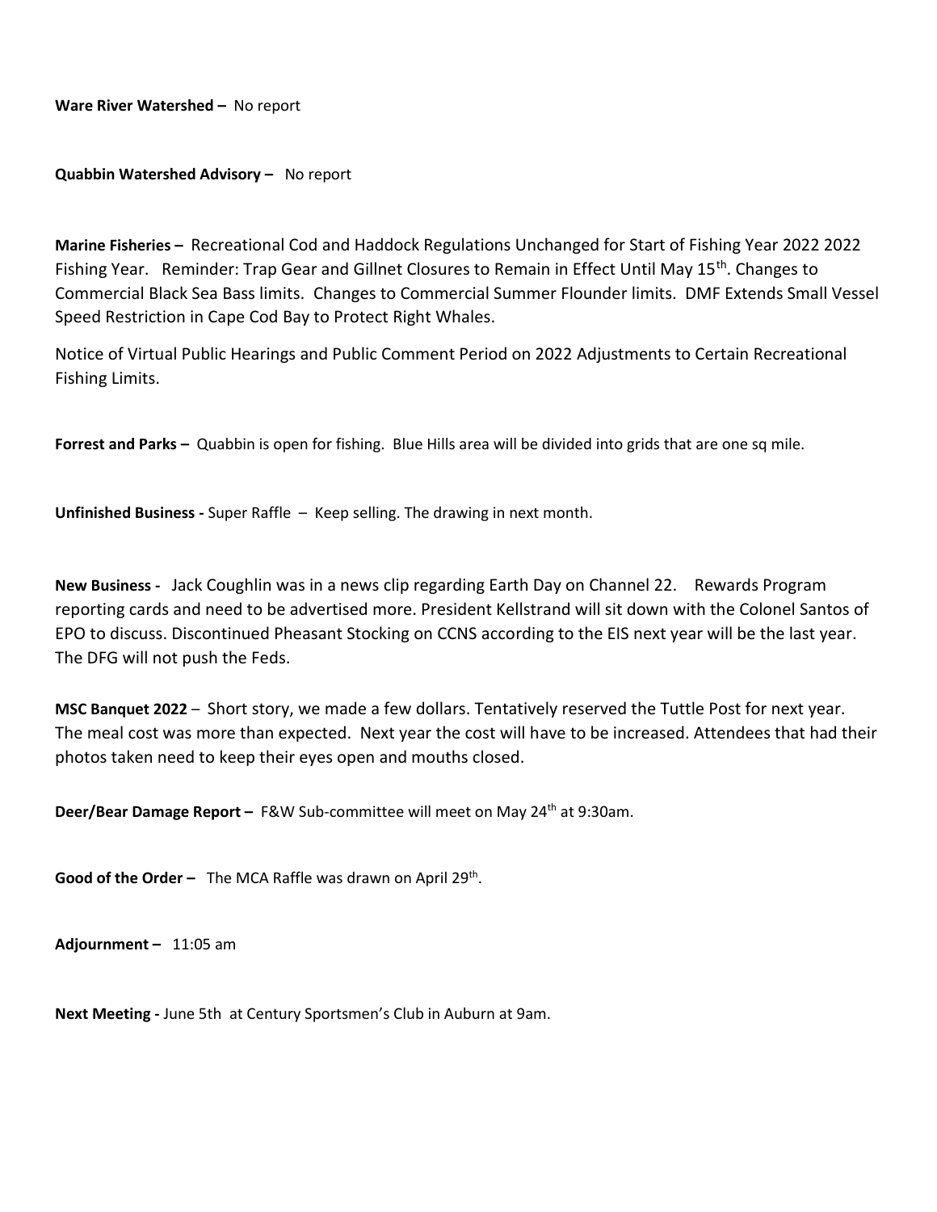**Ware River Watershed –** No report

**Quabbin Watershed Advisory –** No report

**Marine Fisheries –** Recreational Cod and Haddock Regulations Unchanged for Start of Fishing Year 2022 2022 Fishing Year. Reminder: Trap Gear and Gillnet Closures to Remain in Effect Until May 15th. Changes to Commercial Black Sea Bass limits. Changes to Commercial Summer Flounder limits. DMF Extends Small Vessel Speed Restriction in Cape Cod Bay to Protect Right Whales.

Notice of Virtual Public Hearings and Public Comment Period on 2022 Adjustments to Certain Recreational Fishing Limits.

**Forrest and Parks –** Quabbin is open for fishing. Blue Hills area will be divided into grids that are one sq mile.

**Unfinished Business -** Super Raffle – Keep selling. The drawing in next month.

**New Business -** Jack Coughlin was in a news clip regarding Earth Day on Channel 22. Rewards Program reporting cards and need to be advertised more. President Kellstrand will sit down with the Colonel Santos of EPO to discuss. Discontinued Pheasant Stocking on CCNS according to the EIS next year will be the last year. The DFG will not push the Feds.

**MSC Banquet 2022** – Short story, we made a few dollars. Tentatively reserved the Tuttle Post for next year. The meal cost was more than expected. Next year the cost will have to be increased. Attendees that had their photos taken need to keep their eyes open and mouths closed.

**Deer/Bear Damage Report –** F&W Sub-committee will meet on May 24th at 9:30am.

**Good of the Order –** The MCA Raffle was drawn on April 29th.

**Adjournment –** 11:05 am

**Next Meeting -** June 5th at Century Sportsmen's Club in Auburn at 9am.